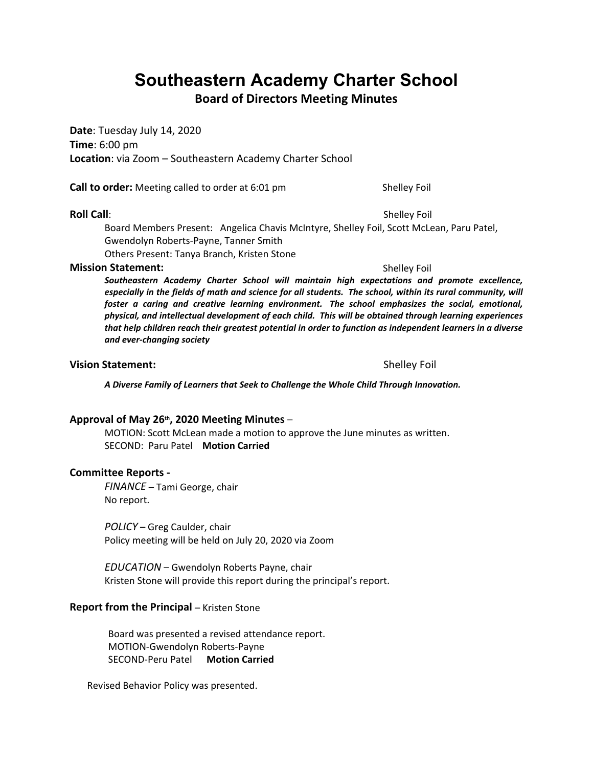# Southeastern Academy Charter School

## Board of Directors Meeting Minutes

**Date**: Tuesday July 14, 2020
**Time**: 6:00 pm
**Location**: via Zoom – Southeastern Academy Charter School

**Call to order:** Meeting called to order at 6:01 pm Shelley Foil

**Roll Call**: Shelley Foil

Board Members Present: Angelica Chavis McIntyre, Shelley Foil, Scott McLean, Paru Patel, Gwendolyn Roberts-Payne, Tanner Smith
Others Present: Tanya Branch, Kristen Stone

**Mission Statement:** Shelley Foil

***Southeastern Academy Charter School will maintain high expectations and promote excellence, especially in the fields of math and science for all students. The school, within its rural community, will foster a caring and creative learning environment. The school emphasizes the social, emotional, physical, and intellectual development of each child. This will be obtained through learning experiences that help children reach their greatest potential in order to function as independent learners in a diverse and ever-changing society***

**Vision Statement:** Shelley Foil

***A Diverse Family of Learners that Seek to Challenge the Whole Child Through Innovation.***

**Approval of May 26th, 2020 Meeting Minutes** –

MOTION: Scott McLean made a motion to approve the June minutes as written.
SECOND: Paru Patel **Motion Carried**

**Committee Reports -**

*FINANCE* – Tami George, chair
No report.

*POLICY* – Greg Caulder, chair
Policy meeting will be held on July 20, 2020 via Zoom

*EDUCATION* – Gwendolyn Roberts Payne, chair
Kristen Stone will provide this report during the principal's report.

**Report from the Principal** – Kristen Stone

Board was presented a revised attendance report.
MOTION-Gwendolyn Roberts-Payne
SECOND-Peru Patel **Motion Carried**

Revised Behavior Policy was presented.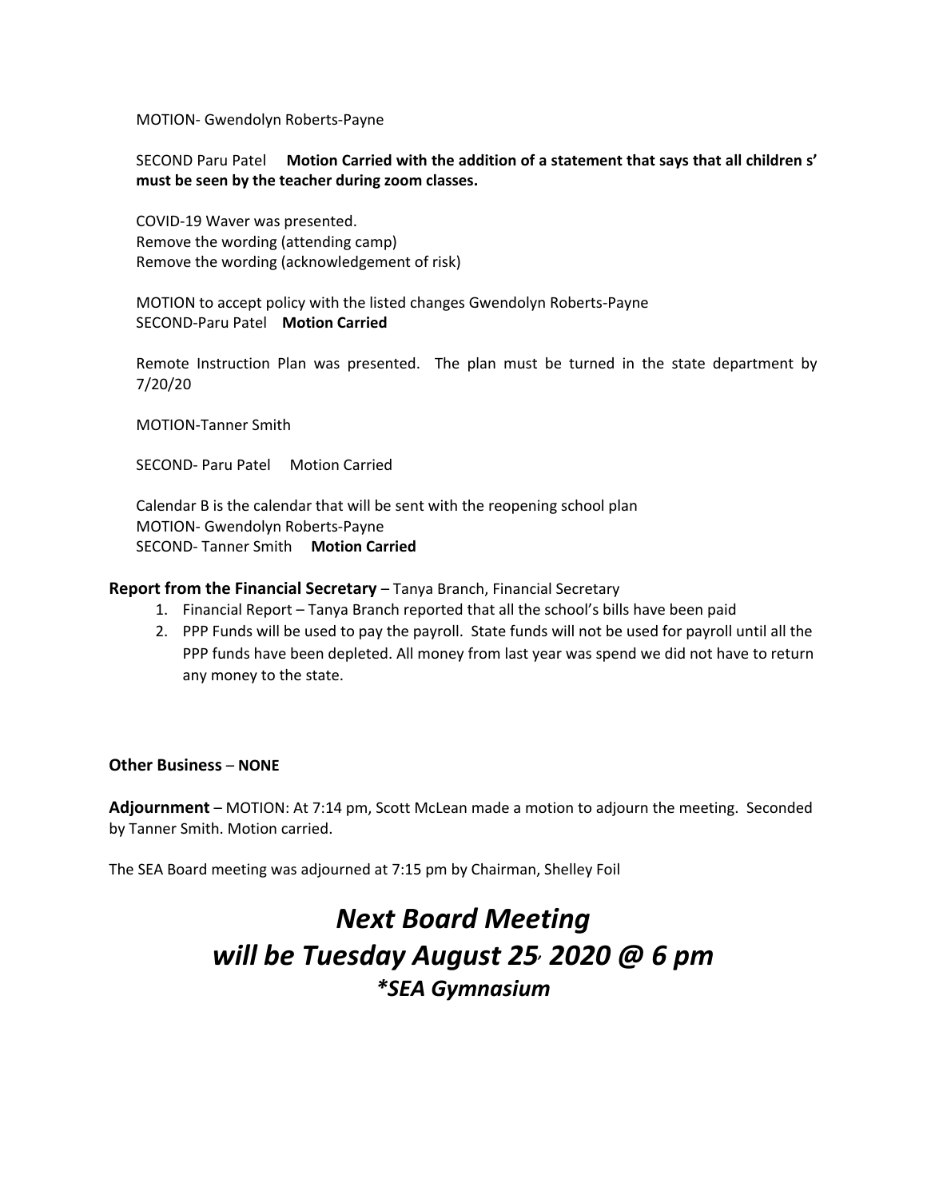MOTION- Gwendolyn Roberts-Payne

SECOND Paru Patel **Motion Carried with the addition of a statement that says that all children s' must be seen by the teacher during zoom classes.**

COVID-19 Waver was presented.
Remove the wording (attending camp)
Remove the wording (acknowledgement of risk)

MOTION to accept policy with the listed changes Gwendolyn Roberts-Payne
SECOND-Paru Patel **Motion Carried**

Remote Instruction Plan was presented. The plan must be turned in the state department by 7/20/20

MOTION-Tanner Smith

SECOND- Paru Patel Motion Carried

Calendar B is the calendar that will be sent with the reopening school plan
MOTION- Gwendolyn Roberts-Payne
SECOND- Tanner Smith **Motion Carried**

**Report from the Financial Secretary** – Tanya Branch, Financial Secretary

1. Financial Report – Tanya Branch reported that all the school's bills have been paid
2. PPP Funds will be used to pay the payroll. State funds will not be used for payroll until all the PPP funds have been depleted. All money from last year was spend we did not have to return any money to the state.

**Other Business** – **NONE**

**Adjournment** – MOTION: At 7:14 pm, Scott McLean made a motion to adjourn the meeting. Seconded by Tanner Smith. Motion carried.

The SEA Board meeting was adjourned at 7:15 pm by Chairman, Shelley Foil

# *Next Board Meeting will be Tuesday August 25, 2020 @ 6 pm*

### *\*SEA Gymnasium*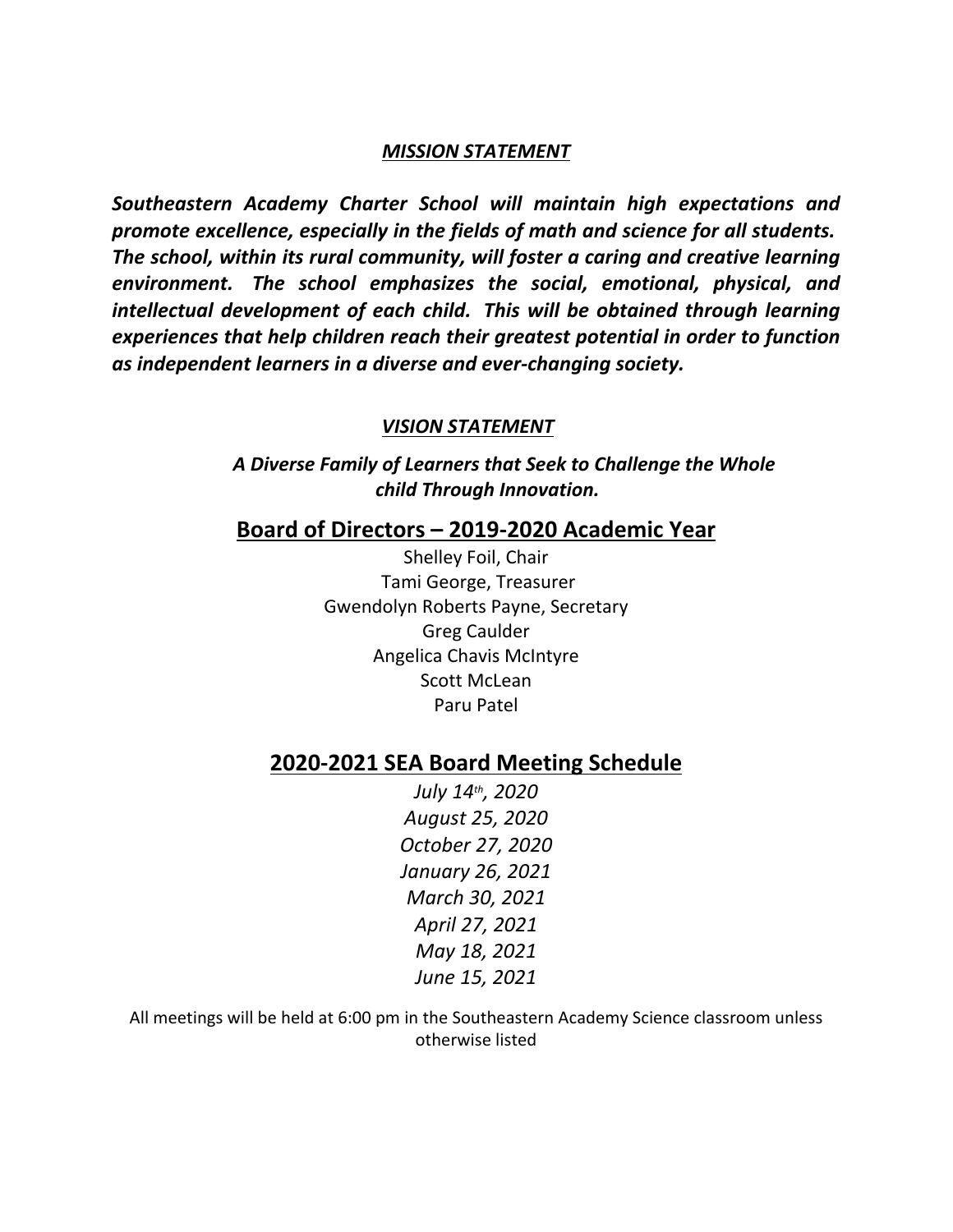***MISSION STATEMENT***

***Southeastern Academy Charter School will maintain high expectations and promote excellence, especially in the fields of math and science for all students. The school, within its rural community, will foster a caring and creative learning environment. The school emphasizes the social, emotional, physical, and intellectual development of each child. This will be obtained through learning experiences that help children reach their greatest potential in order to function as independent learners in a diverse and ever-changing society.***

***VISION STATEMENT***

***A Diverse Family of Learners that Seek to Challenge the Whole child Through Innovation.***

## Board of Directors – 2019-2020 Academic Year

Shelley Foil, Chair
Tami George, Treasurer
Gwendolyn Roberts Payne, Secretary
Greg Caulder
Angelica Chavis McIntyre
Scott McLean
Paru Patel

## 2020-2021 SEA Board Meeting Schedule

*July 14th, 2020*
*August 25, 2020*
*October 27, 2020*
*January 26, 2021*
*March 30, 2021*
*April 27, 2021*
*May 18, 2021*
*June 15, 2021*

All meetings will be held at 6:00 pm in the Southeastern Academy Science classroom unless otherwise listed